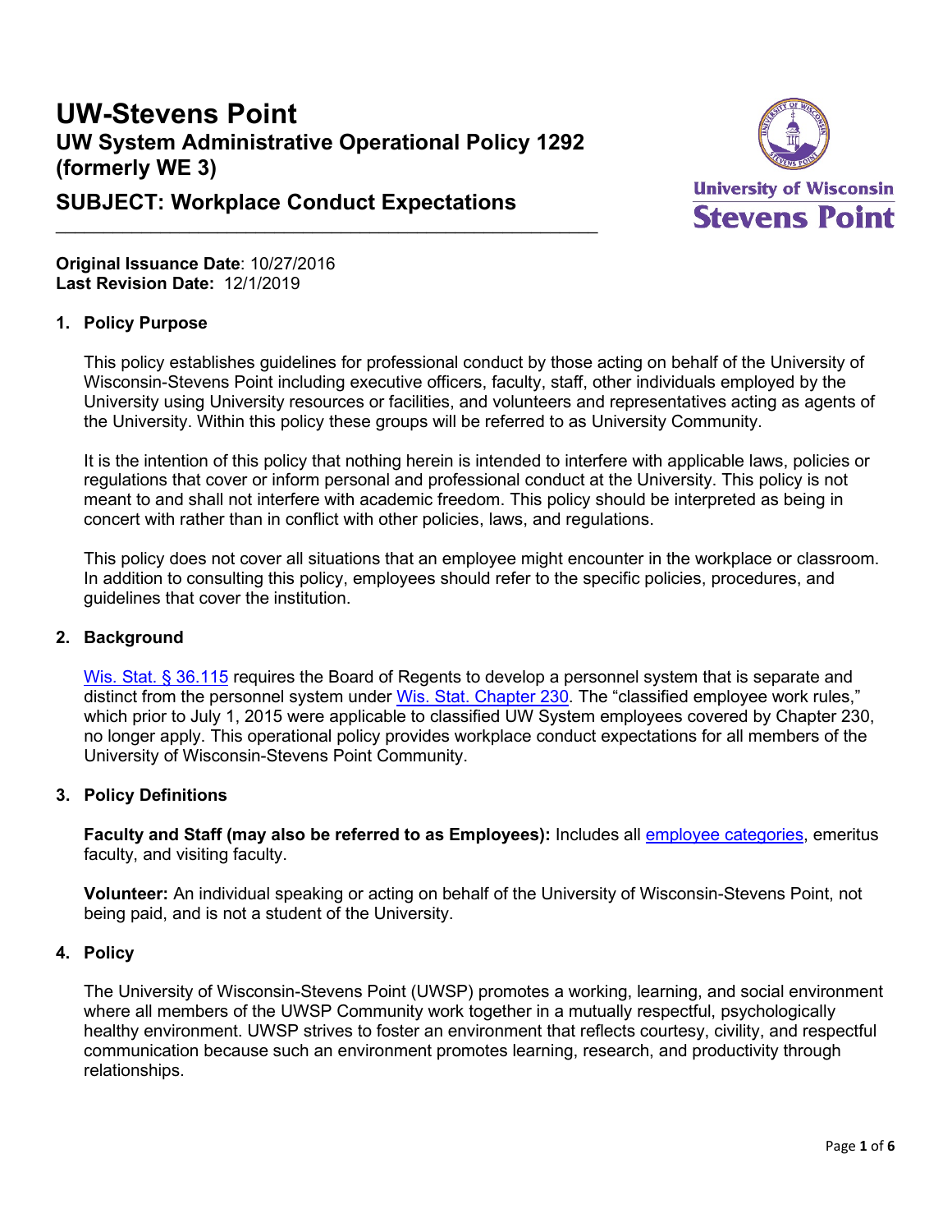# UW-Stevens Point

## UW System Administrative Operational Policy 1292 (formerly WE 3)

## SUBJECT: Workplace Conduct Expectations

**Original Issuance Date**: 10/27/2016
**Last Revision Date:** 12/1/2019

### 1. Policy Purpose

This policy establishes guidelines for professional conduct by those acting on behalf of the University of Wisconsin-Stevens Point including executive officers, faculty, staff, other individuals employed by the University using University resources or facilities, and volunteers and representatives acting as agents of the University. Within this policy these groups will be referred to as University Community.

It is the intention of this policy that nothing herein is intended to interfere with applicable laws, policies or regulations that cover or inform personal and professional conduct at the University. This policy is not meant to and shall not interfere with academic freedom. This policy should be interpreted as being in concert with rather than in conflict with other policies, laws, and regulations.

This policy does not cover all situations that an employee might encounter in the workplace or classroom. In addition to consulting this policy, employees should refer to the specific policies, procedures, and guidelines that cover the institution.

### 2. Background

Wis. Stat. § 36.115 requires the Board of Regents to develop a personnel system that is separate and distinct from the personnel system under Wis. Stat. Chapter 230. The "classified employee work rules," which prior to July 1, 2015 were applicable to classified UW System employees covered by Chapter 230, no longer apply. This operational policy provides workplace conduct expectations for all members of the University of Wisconsin-Stevens Point Community.

### 3. Policy Definitions

**Faculty and Staff (may also be referred to as Employees):** Includes all employee categories, emeritus faculty, and visiting faculty.

**Volunteer:** An individual speaking or acting on behalf of the University of Wisconsin-Stevens Point, not being paid, and is not a student of the University.

### 4. Policy

The University of Wisconsin-Stevens Point (UWSP) promotes a working, learning, and social environment where all members of the UWSP Community work together in a mutually respectful, psychologically healthy environment. UWSP strives to foster an environment that reflects courtesy, civility, and respectful communication because such an environment promotes learning, research, and productivity through relationships.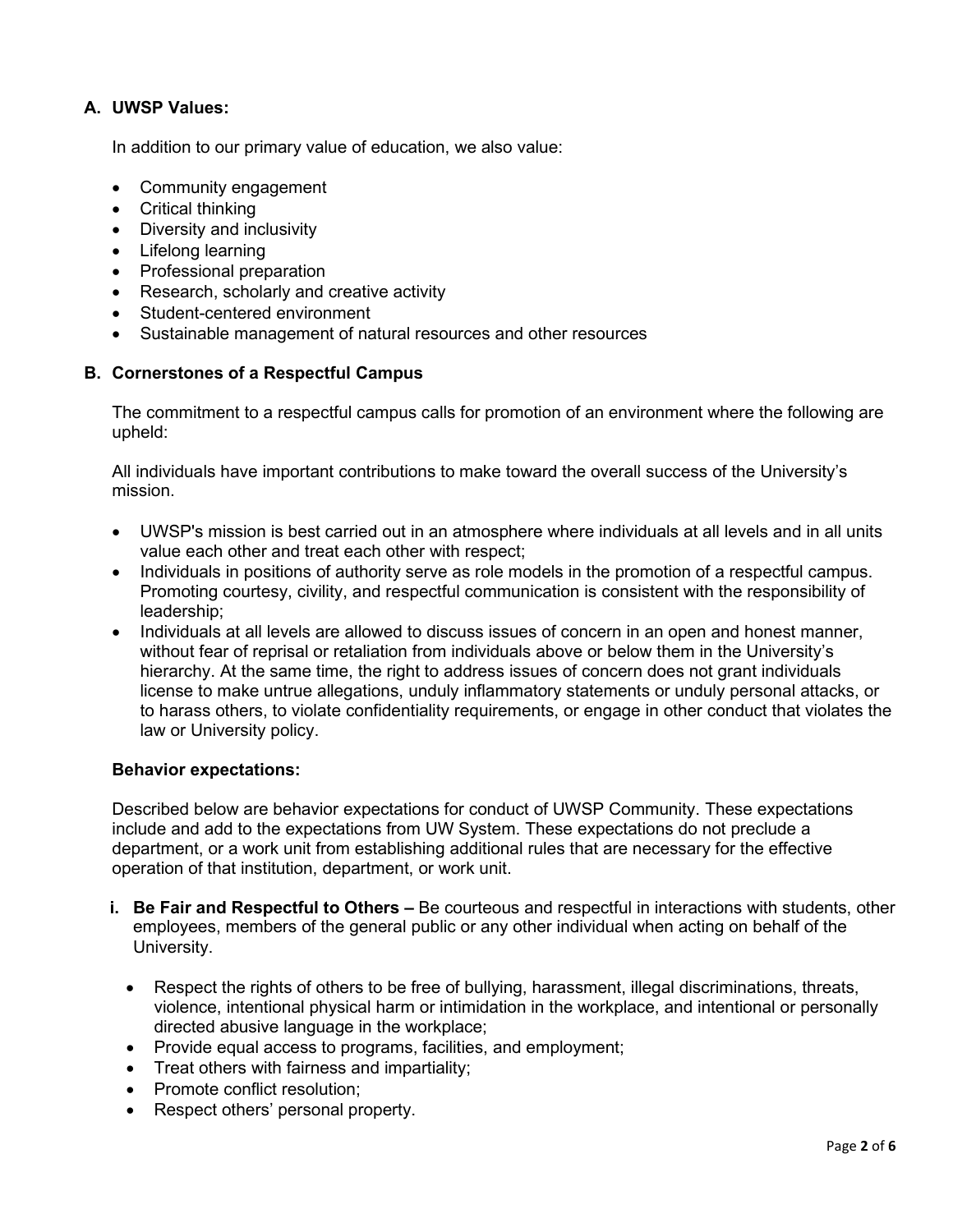## A. UWSP Values:

In addition to our primary value of education, we also value:

- Community engagement
- Critical thinking
- Diversity and inclusivity
- Lifelong learning
- Professional preparation
- Research, scholarly and creative activity
- Student-centered environment
- Sustainable management of natural resources and other resources

## B. Cornerstones of a Respectful Campus

The commitment to a respectful campus calls for promotion of an environment where the following are upheld:

All individuals have important contributions to make toward the overall success of the University's mission.

- UWSP's mission is best carried out in an atmosphere where individuals at all levels and in all units value each other and treat each other with respect;
- Individuals in positions of authority serve as role models in the promotion of a respectful campus. Promoting courtesy, civility, and respectful communication is consistent with the responsibility of leadership;
- Individuals at all levels are allowed to discuss issues of concern in an open and honest manner, without fear of reprisal or retaliation from individuals above or below them in the University's hierarchy. At the same time, the right to address issues of concern does not grant individuals license to make untrue allegations, unduly inflammatory statements or unduly personal attacks, or to harass others, to violate confidentiality requirements, or engage in other conduct that violates the law or University policy.

### Behavior expectations:

Described below are behavior expectations for conduct of UWSP Community. These expectations include and add to the expectations from UW System. These expectations do not preclude a department, or a work unit from establishing additional rules that are necessary for the effective operation of that institution, department, or work unit.

**i. Be Fair and Respectful to Others –** Be courteous and respectful in interactions with students, other employees, members of the general public or any other individual when acting on behalf of the University.

- Respect the rights of others to be free of bullying, harassment, illegal discriminations, threats, violence, intentional physical harm or intimidation in the workplace, and intentional or personally directed abusive language in the workplace;
- Provide equal access to programs, facilities, and employment;
- Treat others with fairness and impartiality;
- Promote conflict resolution;
- Respect others' personal property.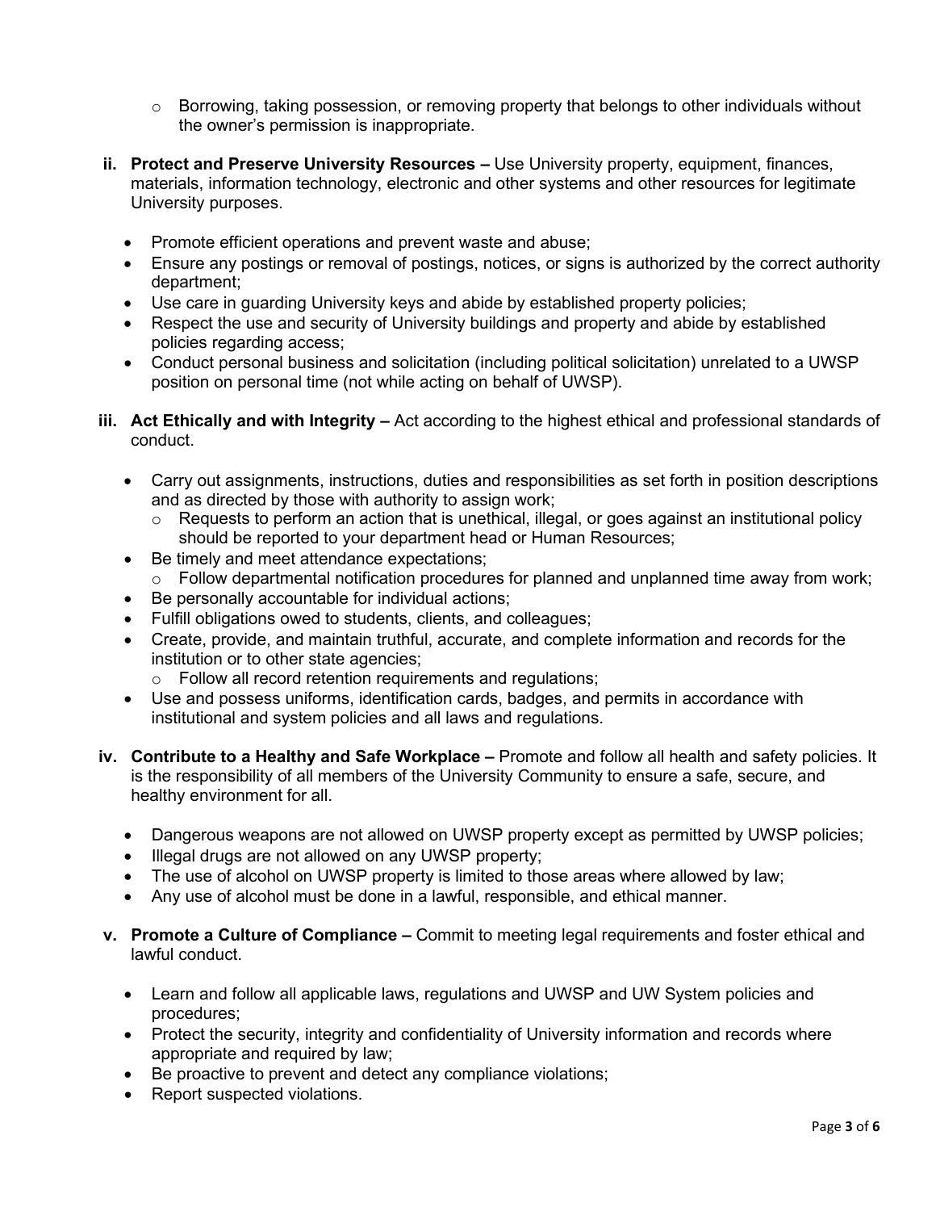- Borrowing, taking possession, or removing property that belongs to other individuals without the owner's permission is inappropriate.

ii. **Protect and Preserve University Resources –** Use University property, equipment, finances, materials, information technology, electronic and other systems and other resources for legitimate University purposes.

- Promote efficient operations and prevent waste and abuse;
- Ensure any postings or removal of postings, notices, or signs is authorized by the correct authority department;
- Use care in guarding University keys and abide by established property policies;
- Respect the use and security of University buildings and property and abide by established policies regarding access;
- Conduct personal business and solicitation (including political solicitation) unrelated to a UWSP position on personal time (not while acting on behalf of UWSP).

iii. **Act Ethically and with Integrity –** Act according to the highest ethical and professional standards of conduct.

- Carry out assignments, instructions, duties and responsibilities as set forth in position descriptions and as directed by those with authority to assign work;
    - Requests to perform an action that is unethical, illegal, or goes against an institutional policy should be reported to your department head or Human Resources;
- Be timely and meet attendance expectations;
    - Follow departmental notification procedures for planned and unplanned time away from work;
- Be personally accountable for individual actions;
- Fulfill obligations owed to students, clients, and colleagues;
- Create, provide, and maintain truthful, accurate, and complete information and records for the institution or to other state agencies;
    - Follow all record retention requirements and regulations;
- Use and possess uniforms, identification cards, badges, and permits in accordance with institutional and system policies and all laws and regulations.

iv. **Contribute to a Healthy and Safe Workplace –** Promote and follow all health and safety policies. It is the responsibility of all members of the University Community to ensure a safe, secure, and healthy environment for all.

- Dangerous weapons are not allowed on UWSP property except as permitted by UWSP policies;
- Illegal drugs are not allowed on any UWSP property;
- The use of alcohol on UWSP property is limited to those areas where allowed by law;
- Any use of alcohol must be done in a lawful, responsible, and ethical manner.

v. **Promote a Culture of Compliance –** Commit to meeting legal requirements and foster ethical and lawful conduct.

- Learn and follow all applicable laws, regulations and UWSP and UW System policies and procedures;
- Protect the security, integrity and confidentiality of University information and records where appropriate and required by law;
- Be proactive to prevent and detect any compliance violations;
- Report suspected violations.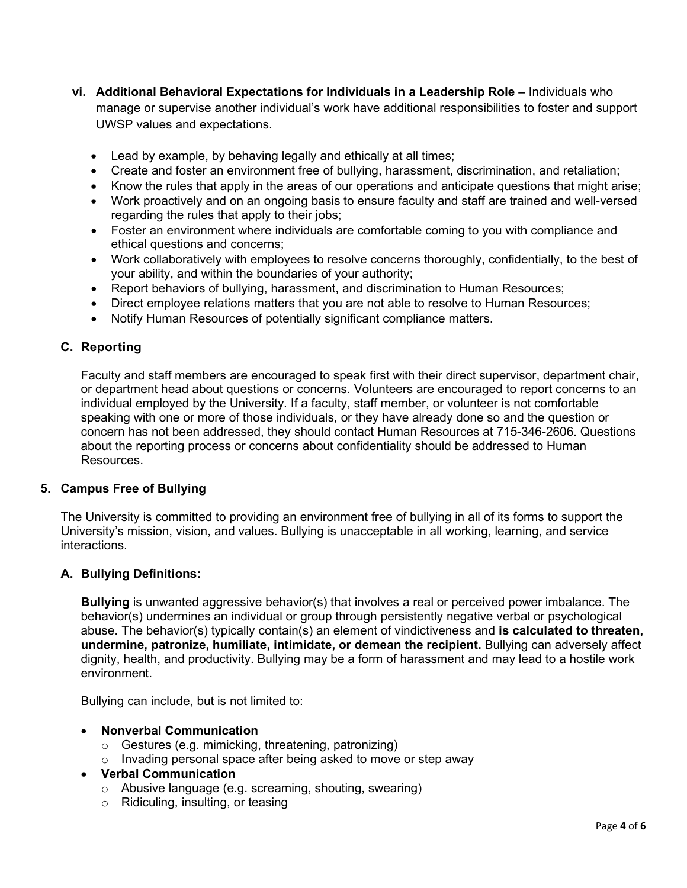- **vi. Additional Behavioral Expectations for Individuals in a Leadership Role –** Individuals who manage or supervise another individual's work have additional responsibilities to foster and support UWSP values and expectations.

  - Lead by example, by behaving legally and ethically at all times;
  - Create and foster an environment free of bullying, harassment, discrimination, and retaliation;
  - Know the rules that apply in the areas of our operations and anticipate questions that might arise;
  - Work proactively and on an ongoing basis to ensure faculty and staff are trained and well-versed regarding the rules that apply to their jobs;
  - Foster an environment where individuals are comfortable coming to you with compliance and ethical questions and concerns;
  - Work collaboratively with employees to resolve concerns thoroughly, confidentially, to the best of your ability, and within the boundaries of your authority;
  - Report behaviors of bullying, harassment, and discrimination to Human Resources;
  - Direct employee relations matters that you are not able to resolve to Human Resources;
  - Notify Human Resources of potentially significant compliance matters.

### C. Reporting

Faculty and staff members are encouraged to speak first with their direct supervisor, department chair, or department head about questions or concerns. Volunteers are encouraged to report concerns to an individual employed by the University. If a faculty, staff member, or volunteer is not comfortable speaking with one or more of those individuals, or they have already done so and the question or concern has not been addressed, they should contact Human Resources at 715-346-2606. Questions about the reporting process or concerns about confidentiality should be addressed to Human Resources.

## 5. Campus Free of Bullying

The University is committed to providing an environment free of bullying in all of its forms to support the University's mission, vision, and values. Bullying is unacceptable in all working, learning, and service interactions.

### A. Bullying Definitions:

**Bullying** is unwanted aggressive behavior(s) that involves a real or perceived power imbalance. The behavior(s) undermines an individual or group through persistently negative verbal or psychological abuse. The behavior(s) typically contain(s) an element of vindictiveness and **is calculated to threaten, undermine, patronize, humiliate, intimidate, or demean the recipient.** Bullying can adversely affect dignity, health, and productivity. Bullying may be a form of harassment and may lead to a hostile work environment.

Bullying can include, but is not limited to:

- **Nonverbal Communication**
  - Gestures (e.g. mimicking, threatening, patronizing)
  - Invading personal space after being asked to move or step away
- **Verbal Communication**
  - Abusive language (e.g. screaming, shouting, swearing)
  - Ridiculing, insulting, or teasing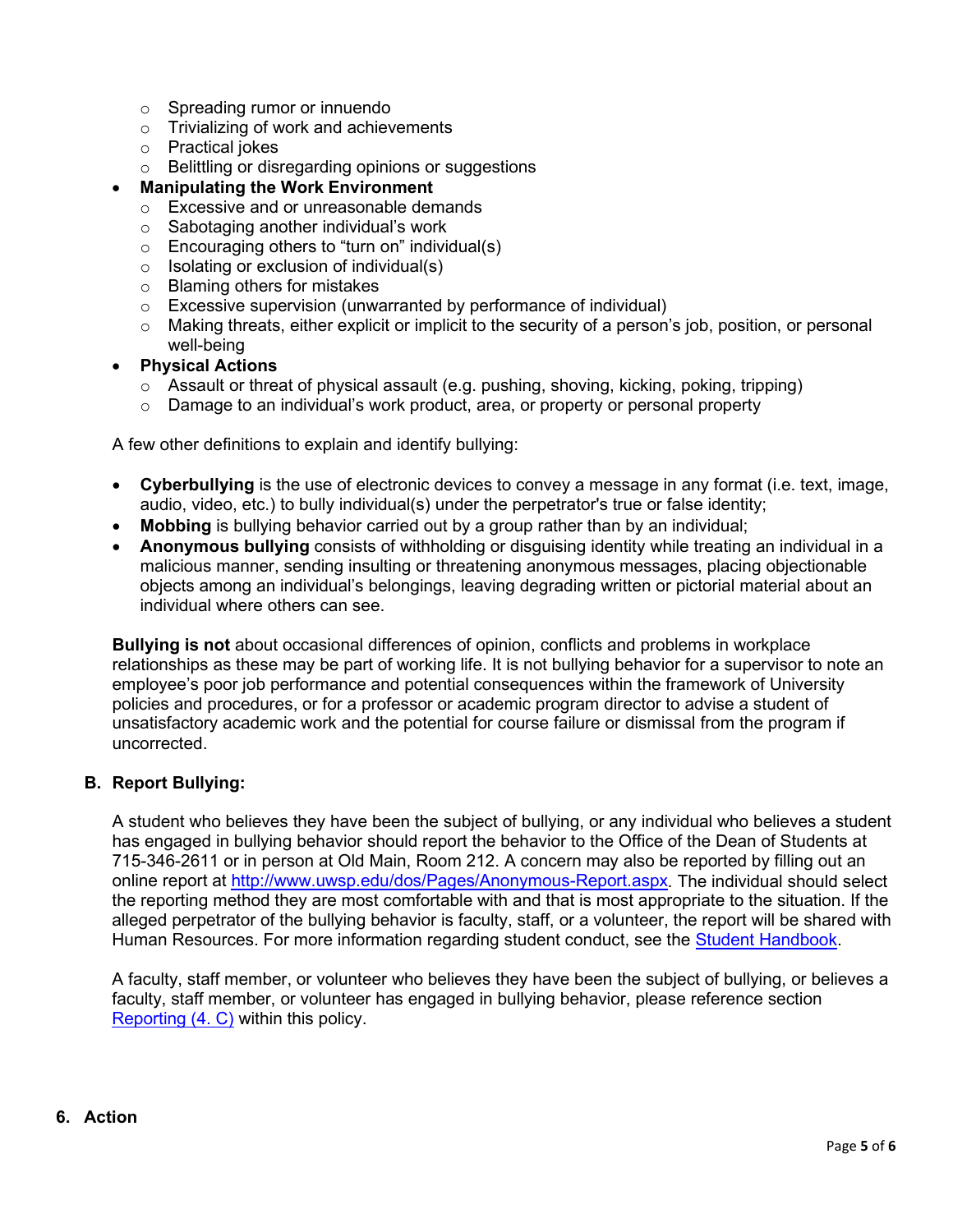- Spreading rumor or innuendo
  - Trivializing of work and achievements
  - Practical jokes
  - Belittling or disregarding opinions or suggestions
- **Manipulating the Work Environment**
  - Excessive and or unreasonable demands
  - Sabotaging another individual's work
  - Encouraging others to "turn on" individual(s)
  - Isolating or exclusion of individual(s)
  - Blaming others for mistakes
  - Excessive supervision (unwarranted by performance of individual)
  - Making threats, either explicit or implicit to the security of a person's job, position, or personal well-being
- **Physical Actions**
  - Assault or threat of physical assault (e.g. pushing, shoving, kicking, poking, tripping)
  - Damage to an individual's work product, area, or property or personal property

A few other definitions to explain and identify bullying:

- **Cyberbullying** is the use of electronic devices to convey a message in any format (i.e. text, image, audio, video, etc.) to bully individual(s) under the perpetrator's true or false identity;
- **Mobbing** is bullying behavior carried out by a group rather than by an individual;
- **Anonymous bullying** consists of withholding or disguising identity while treating an individual in a malicious manner, sending insulting or threatening anonymous messages, placing objectionable objects among an individual's belongings, leaving degrading written or pictorial material about an individual where others can see.

**Bullying is not** about occasional differences of opinion, conflicts and problems in workplace relationships as these may be part of working life. It is not bullying behavior for a supervisor to note an employee's poor job performance and potential consequences within the framework of University policies and procedures, or for a professor or academic program director to advise a student of unsatisfactory academic work and the potential for course failure or dismissal from the program if uncorrected.

### B. Report Bullying:

A student who believes they have been the subject of bullying, or any individual who believes a student has engaged in bullying behavior should report the behavior to the Office of the Dean of Students at 715-346-2611 or in person at Old Main, Room 212. A concern may also be reported by filling out an online report at [http://www.uwsp.edu/dos/Pages/Anonymous-Report.aspx](http://www.uwsp.edu/dos/Pages/Anonymous-Report.aspx). The individual should select the reporting method they are most comfortable with and that is most appropriate to the situation. If the alleged perpetrator of the bullying behavior is faculty, staff, or a volunteer, the report will be shared with Human Resources. For more information regarding student conduct, see the Student Handbook.

A faculty, staff member, or volunteer who believes they have been the subject of bullying, or believes a faculty, staff member, or volunteer has engaged in bullying behavior, please reference section Reporting (4. C) within this policy.

## 6. Action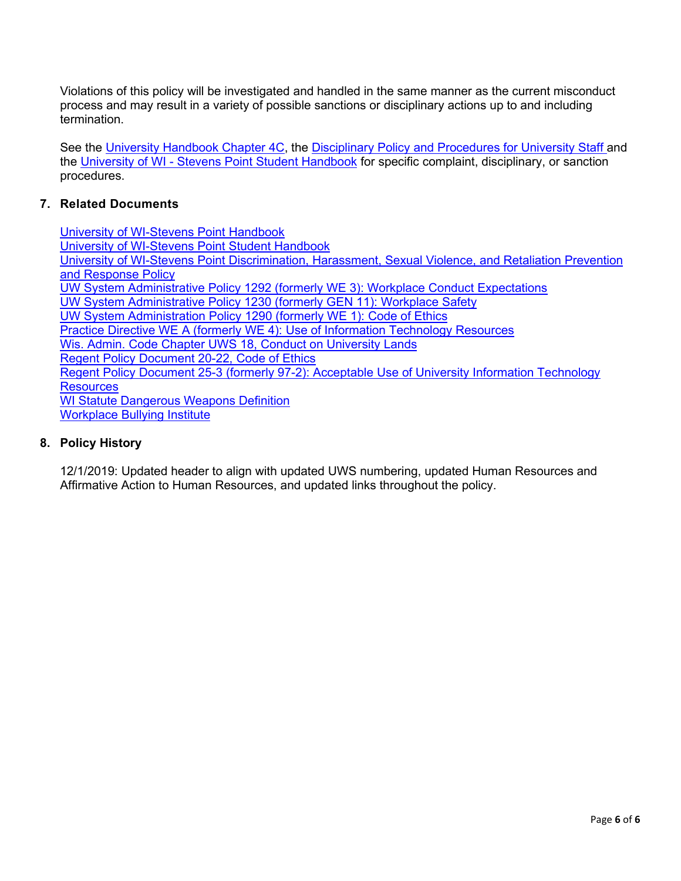Violations of this policy will be investigated and handled in the same manner as the current misconduct process and may result in a variety of possible sanctions or disciplinary actions up to and including termination.

See the University Handbook Chapter 4C, the Disciplinary Policy and Procedures for University Staff and the University of WI - Stevens Point Student Handbook for specific complaint, disciplinary, or sanction procedures.

## 7. Related Documents

University of WI-Stevens Point Handbook
University of WI-Stevens Point Student Handbook
University of WI-Stevens Point Discrimination, Harassment, Sexual Violence, and Retaliation Prevention and Response Policy
UW System Administrative Policy 1292 (formerly WE 3): Workplace Conduct Expectations
UW System Administrative Policy 1230 (formerly GEN 11): Workplace Safety
UW System Administration Policy 1290 (formerly WE 1): Code of Ethics
Practice Directive WE A (formerly WE 4): Use of Information Technology Resources
Wis. Admin. Code Chapter UWS 18, Conduct on University Lands
Regent Policy Document 20-22, Code of Ethics
Regent Policy Document 25-3 (formerly 97-2): Acceptable Use of University Information Technology Resources
WI Statute Dangerous Weapons Definition
Workplace Bullying Institute

## 8. Policy History

12/1/2019: Updated header to align with updated UWS numbering, updated Human Resources and Affirmative Action to Human Resources, and updated links throughout the policy.